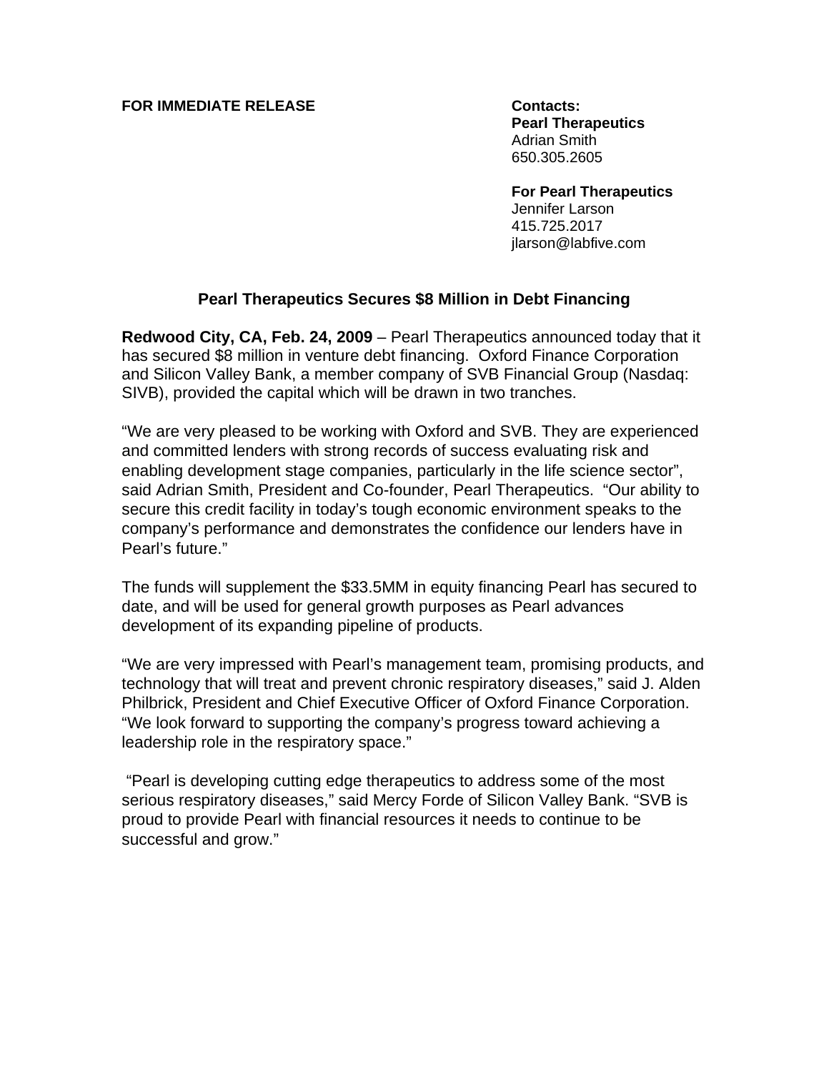**FOR IMMEDIATE RELEASE**

**Contacts:**
**Pearl Therapeutics**
Adrian Smith
650.305.2605

**For Pearl Therapeutics**
Jennifer Larson
415.725.2017
jlarson@labfive.com

## Pearl Therapeutics Secures $8 Million in Debt Financing

**Redwood City, CA, Feb. 24, 2009** – Pearl Therapeutics announced today that it has secured $8 million in venture debt financing. Oxford Finance Corporation and Silicon Valley Bank, a member company of SVB Financial Group (Nasdaq: SIVB), provided the capital which will be drawn in two tranches.

"We are very pleased to be working with Oxford and SVB. They are experienced and committed lenders with strong records of success evaluating risk and enabling development stage companies, particularly in the life science sector", said Adrian Smith, President and Co-founder, Pearl Therapeutics. "Our ability to secure this credit facility in today's tough economic environment speaks to the company's performance and demonstrates the confidence our lenders have in Pearl's future."

The funds will supplement the $33.5MM in equity financing Pearl has secured to date, and will be used for general growth purposes as Pearl advances development of its expanding pipeline of products.

"We are very impressed with Pearl's management team, promising products, and technology that will treat and prevent chronic respiratory diseases," said J. Alden Philbrick, President and Chief Executive Officer of Oxford Finance Corporation. "We look forward to supporting the company's progress toward achieving a leadership role in the respiratory space."

"Pearl is developing cutting edge therapeutics to address some of the most serious respiratory diseases," said Mercy Forde of Silicon Valley Bank. "SVB is proud to provide Pearl with financial resources it needs to continue to be successful and grow."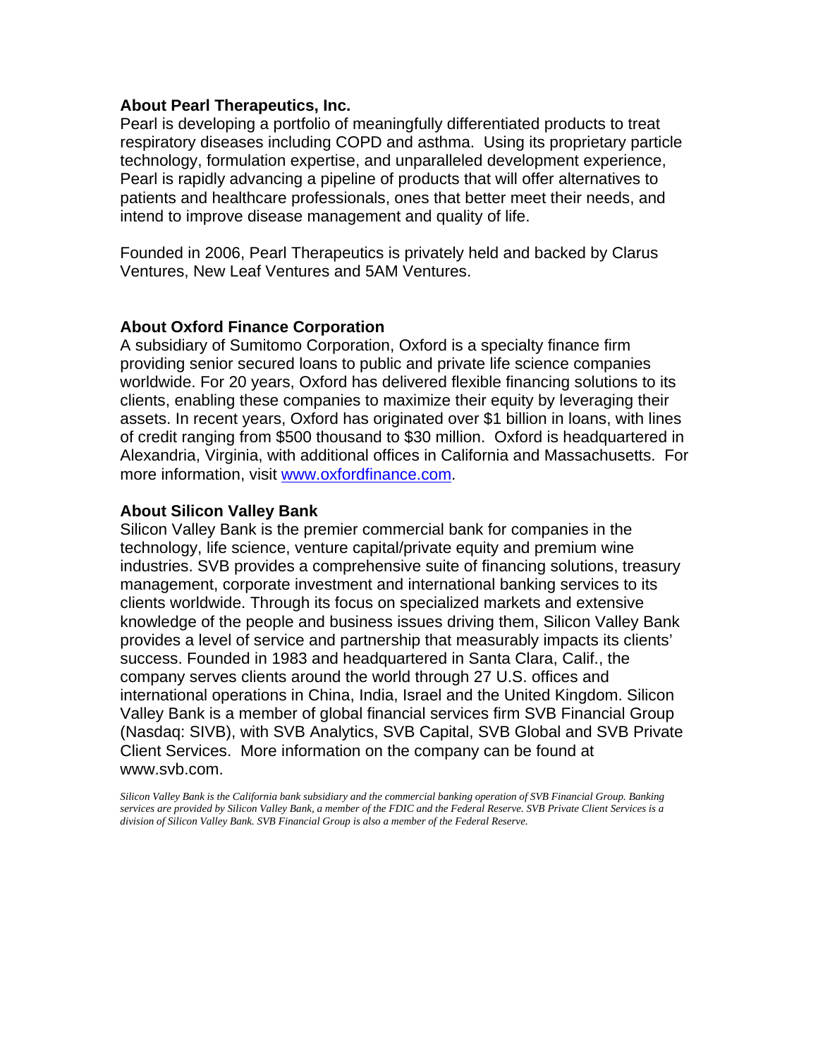**About Pearl Therapeutics, Inc.**

Pearl is developing a portfolio of meaningfully differentiated products to treat respiratory diseases including COPD and asthma. Using its proprietary particle technology, formulation expertise, and unparalleled development experience, Pearl is rapidly advancing a pipeline of products that will offer alternatives to patients and healthcare professionals, ones that better meet their needs, and intend to improve disease management and quality of life.

Founded in 2006, Pearl Therapeutics is privately held and backed by Clarus Ventures, New Leaf Ventures and 5AM Ventures.

**About Oxford Finance Corporation**

A subsidiary of Sumitomo Corporation, Oxford is a specialty finance firm providing senior secured loans to public and private life science companies worldwide. For 20 years, Oxford has delivered flexible financing solutions to its clients, enabling these companies to maximize their equity by leveraging their assets. In recent years, Oxford has originated over $1 billion in loans, with lines of credit ranging from $500 thousand to $30 million. Oxford is headquartered in Alexandria, Virginia, with additional offices in California and Massachusetts. For more information, visit www.oxfordfinance.com.

**About Silicon Valley Bank**

Silicon Valley Bank is the premier commercial bank for companies in the technology, life science, venture capital/private equity and premium wine industries. SVB provides a comprehensive suite of financing solutions, treasury management, corporate investment and international banking services to its clients worldwide. Through its focus on specialized markets and extensive knowledge of the people and business issues driving them, Silicon Valley Bank provides a level of service and partnership that measurably impacts its clients' success. Founded in 1983 and headquartered in Santa Clara, Calif., the company serves clients around the world through 27 U.S. offices and international operations in China, India, Israel and the United Kingdom. Silicon Valley Bank is a member of global financial services firm SVB Financial Group (Nasdaq: SIVB), with SVB Analytics, SVB Capital, SVB Global and SVB Private Client Services. More information on the company can be found at www.svb.com.

*Silicon Valley Bank is the California bank subsidiary and the commercial banking operation of SVB Financial Group. Banking services are provided by Silicon Valley Bank, a member of the FDIC and the Federal Reserve. SVB Private Client Services is a division of Silicon Valley Bank. SVB Financial Group is also a member of the Federal Reserve.*